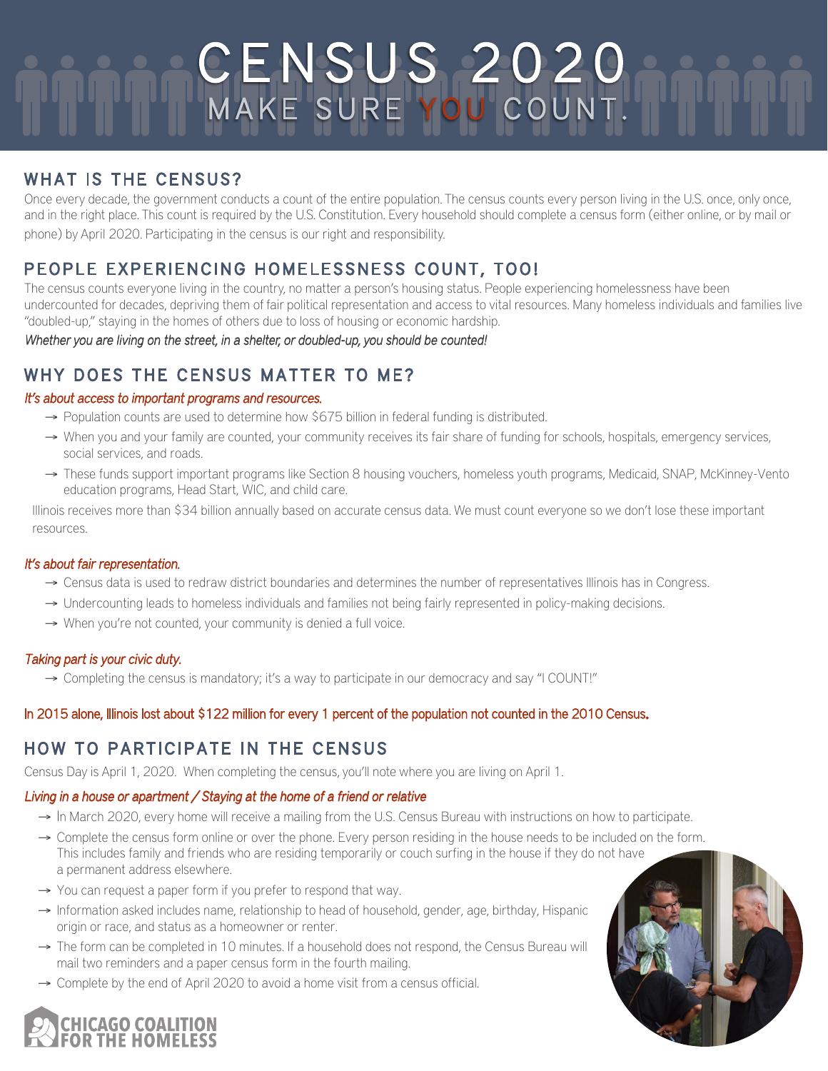# CENSUS 2020

## MAKE SURE YOU COUNT.

## WHAT IS THE CENSUS?

Once every decade, the government conducts a count of the entire population. The census counts every person living in the U.S. once, only once, and in the right place. This count is required by the U.S. Constitution. Every household should complete a census form (either online, or by mail or phone) by April 2020. Participating in the census is our right and responsibility.

## PEOPLE EXPERIENCING HOMELESSNESS COUNT, TOO!

The census counts everyone living in the country, no matter a person's housing status. People experiencing homelessness have been undercounted for decades, depriving them of fair political representation and access to vital resources. Many homeless individuals and families live "doubled-up," staying in the homes of others due to loss of housing or economic hardship.

*Whether you are living on the street, in a shelter, or doubled-up, you should be counted!*

## WHY DOES THE CENSUS MATTER TO ME?

*It's about access to important programs and resources.*

- → Population counts are used to determine how $675 billion in federal funding is distributed.
- → When you and your family are counted, your community receives its fair share of funding for schools, hospitals, emergency services, social services, and roads.
- → These funds support important programs like Section 8 housing vouchers, homeless youth programs, Medicaid, SNAP, McKinney-Vento education programs, Head Start, WIC, and child care.

Illinois receives more than $34 billion annually based on accurate census data. We must count everyone so we don't lose these important resources.

*It's about fair representation.*

- → Census data is used to redraw district boundaries and determines the number of representatives Illinois has in Congress.
- → Undercounting leads to homeless individuals and families not being fairly represented in policy-making decisions.
- → When you're not counted, your community is denied a full voice.

*Taking part is your civic duty.*

- → Completing the census is mandatory; it's a way to participate in our democracy and say "I COUNT!"

In 2015 alone, Illinois lost about $122 million for every 1 percent of the population not counted in the 2010 Census.

## HOW TO PARTICIPATE IN THE CENSUS

Census Day is April 1, 2020. When completing the census, you'll note where you are living on April 1.

*Living in a house or apartment / Staying at the home of a friend or relative*

- → In March 2020, every home will receive a mailing from the U.S. Census Bureau with instructions on how to participate.
- → Complete the census form online or over the phone. Every person residing in the house needs to be included on the form. This includes family and friends who are residing temporarily or couch surfing in the house if they do not have a permanent address elsewhere.
- → You can request a paper form if you prefer to respond that way.
- → Information asked includes name, relationship to head of household, gender, age, birthday, Hispanic origin or race, and status as a homeowner or renter.
- → The form can be completed in 10 minutes. If a household does not respond, the Census Bureau will mail two reminders and a paper census form in the fourth mailing.
- → Complete by the end of April 2020 to avoid a home visit from a census official.

CHICAGO COALITION FOR THE HOMELESS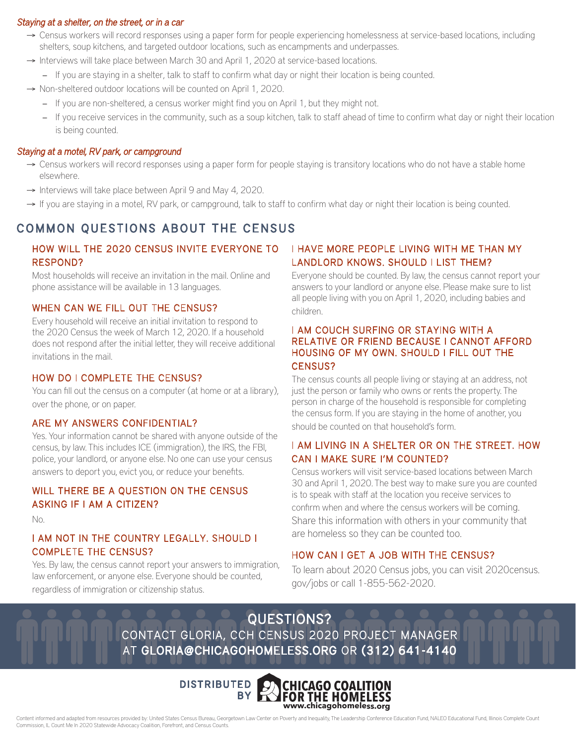*Staying at a shelter, on the street, or in a car*

- → Census workers will record responses using a paper form for people experiencing homelessness at service-based locations, including shelters, soup kitchens, and targeted outdoor locations, such as encampments and underpasses.
- → Interviews will take place between March 30 and April 1, 2020 at service-based locations.
  - – If you are staying in a shelter, talk to staff to confirm what day or night their location is being counted.
- → Non-sheltered outdoor locations will be counted on April 1, 2020.
  - – If you are non-sheltered, a census worker might find you on April 1, but they might not.
  - – If you receive services in the community, such as a soup kitchen, talk to staff ahead of time to confirm what day or night their location is being counted.

*Staying at a motel, RV park, or campground*

- → Census workers will record responses using a paper form for people staying is transitory locations who do not have a stable home elsewhere.
- → Interviews will take place between April 9 and May 4, 2020.
- → If you are staying in a motel, RV park, or campground, talk to staff to confirm what day or night their location is being counted.

## COMMON QUESTIONS ABOUT THE CENSUS

### HOW WILL THE 2020 CENSUS INVITE EVERYONE TO RESPOND?

Most households will receive an invitation in the mail. Online and phone assistance will be available in 13 languages.

### WHEN CAN WE FILL OUT THE CENSUS?

Every household will receive an initial invitation to respond to the 2020 Census the week of March 12, 2020. If a household does not respond after the initial letter, they will receive additional invitations in the mail.

### HOW DO I COMPLETE THE CENSUS?

You can fill out the census on a computer (at home or at a library), over the phone, or on paper.

### ARE MY ANSWERS CONFIDENTIAL?

Yes. Your information cannot be shared with anyone outside of the census, by law. This includes ICE (immigration), the IRS, the FBI, police, your landlord, or anyone else. No one can use your census answers to deport you, evict you, or reduce your benefits.

### WILL THERE BE A QUESTION ON THE CENSUS ASKING IF I AM A CITIZEN?

No.

### I AM NOT IN THE COUNTRY LEGALLY. SHOULD I COMPLETE THE CENSUS?

Yes. By law, the census cannot report your answers to immigration, law enforcement, or anyone else. Everyone should be counted, regardless of immigration or citizenship status.

### I HAVE MORE PEOPLE LIVING WITH ME THAN MY LANDLORD KNOWS. SHOULD I LIST THEM?

Everyone should be counted. By law, the census cannot report your answers to your landlord or anyone else. Please make sure to list all people living with you on April 1, 2020, including babies and children.

### I AM COUCH SURFING OR STAYING WITH A RELATIVE OR FRIEND BECAUSE I CANNOT AFFORD HOUSING OF MY OWN. SHOULD I FILL OUT THE CENSUS?

The census counts all people living or staying at an address, not just the person or family who owns or rents the property. The person in charge of the household is responsible for completing the census form. If you are staying in the home of another, you should be counted on that household's form.

### I AM LIVING IN A SHELTER OR ON THE STREET. HOW CAN I MAKE SURE I'M COUNTED?

Census workers will visit service-based locations between March 30 and April 1, 2020. The best way to make sure you are counted is to speak with staff at the location you receive services to confirm when and where the census workers will be coming. Share this information with others in your community that are homeless so they can be counted too.

### HOW CAN I GET A JOB WITH THE CENSUS?

To learn about 2020 Census jobs, you can visit 2020census.gov/jobs or call 1-855-562-2020.

**QUESTIONS?**
CONTACT GLORIA, CCH CENSUS 2020 PROJECT MANAGER AT **GLORIA@CHICAGOHOMELESS.ORG** OR **(312) 641-4140**

DISTRIBUTED BY **CHICAGO COALITION FOR THE HOMELESS**
www.chicagohomeless.org

Content informed and adapted from resources provided by: United States Census Bureau, Georgetown Law Center on Poverty and Inequality, The Leadership Conference Education Fund, NALEO Educational Fund, Illinois Complete Count Commission, IL Count Me In 2020 Statewide Advocacy Coalition, Forefront, and Census Counts.